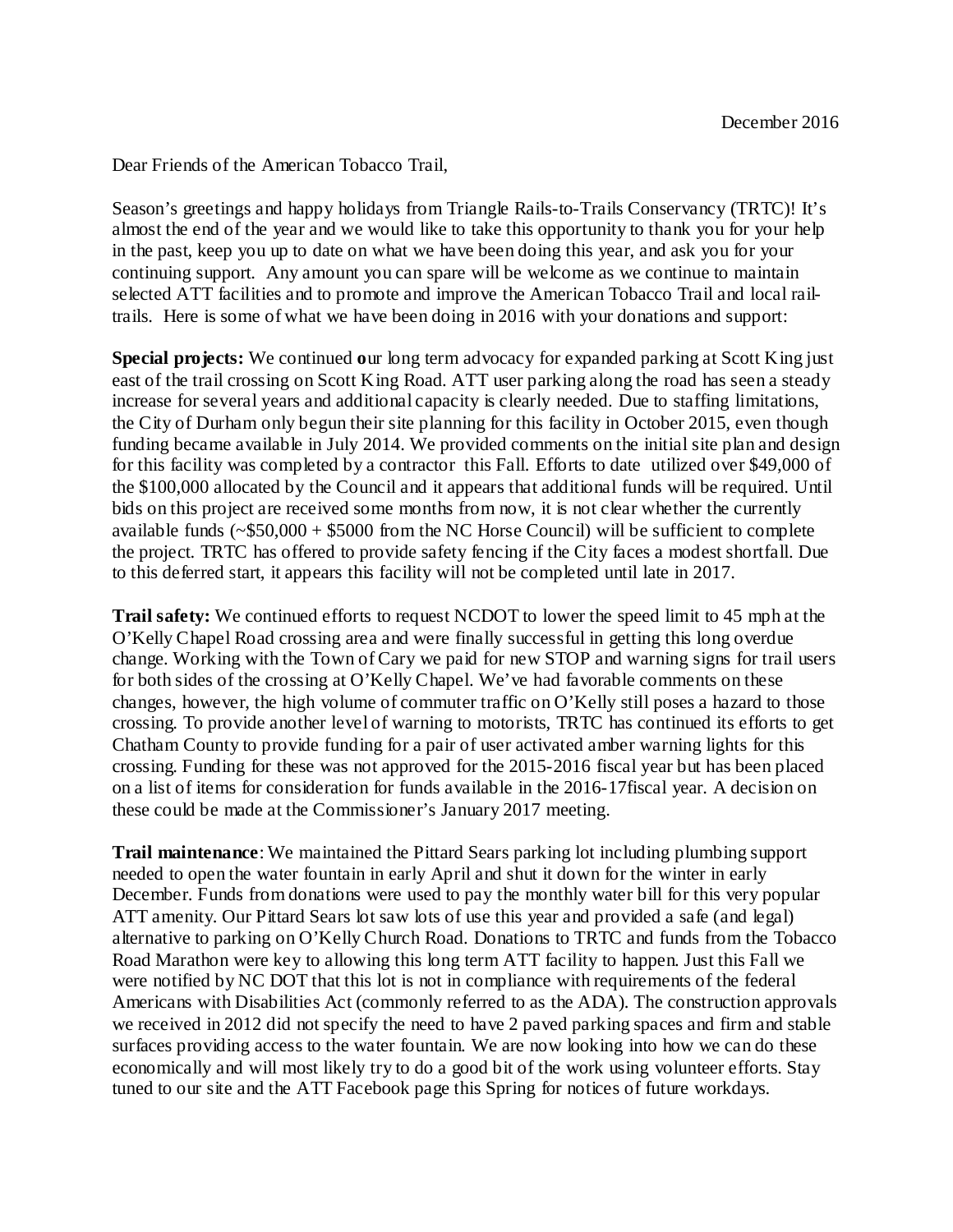December 2016

Dear Friends of the American Tobacco Trail,

Season's greetings and happy holidays from Triangle Rails-to-Trails Conservancy (TRTC)! It's almost the end of the year and we would like to take this opportunity to thank you for your help in the past, keep you up to date on what we have been doing this year, and ask you for your continuing support. Any amount you can spare will be welcome as we continue to maintain selected ATT facilities and to promote and improve the American Tobacco Trail and local rail-trails. Here is some of what we have been doing in 2016 with your donations and support:

**Special projects:** We continued **o**ur long term advocacy for expanded parking at Scott King just east of the trail crossing on Scott King Road. ATT user parking along the road has seen a steady increase for several years and additional capacity is clearly needed. Due to staffing limitations, the City of Durham only begun their site planning for this facility in October 2015, even though funding became available in July 2014. We provided comments on the initial site plan and design for this facility was completed by a contractor this Fall. Efforts to date utilized over $49,000 of the $100,000 allocated by the Council and it appears that additional funds will be required. Until bids on this project are received some months from now, it is not clear whether the currently available funds (~$50,000 + $5000 from the NC Horse Council) will be sufficient to complete the project. TRTC has offered to provide safety fencing if the City faces a modest shortfall. Due to this deferred start, it appears this facility will not be completed until late in 2017.

**Trail safety:** We continued efforts to request NCDOT to lower the speed limit to 45 mph at the O'Kelly Chapel Road crossing area and were finally successful in getting this long overdue change. Working with the Town of Cary we paid for new STOP and warning signs for trail users for both sides of the crossing at O'Kelly Chapel. We've had favorable comments on these changes, however, the high volume of commuter traffic on O'Kelly still poses a hazard to those crossing. To provide another level of warning to motorists, TRTC has continued its efforts to get Chatham County to provide funding for a pair of user activated amber warning lights for this crossing. Funding for these was not approved for the 2015-2016 fiscal year but has been placed on a list of items for consideration for funds available in the 2016-17fiscal year. A decision on these could be made at the Commissioner's January 2017 meeting.

**Trail maintenance**: We maintained the Pittard Sears parking lot including plumbing support needed to open the water fountain in early April and shut it down for the winter in early December. Funds from donations were used to pay the monthly water bill for this very popular ATT amenity. Our Pittard Sears lot saw lots of use this year and provided a safe (and legal) alternative to parking on O'Kelly Church Road. Donations to TRTC and funds from the Tobacco Road Marathon were key to allowing this long term ATT facility to happen. Just this Fall we were notified by NC DOT that this lot is not in compliance with requirements of the federal Americans with Disabilities Act (commonly referred to as the ADA). The construction approvals we received in 2012 did not specify the need to have 2 paved parking spaces and firm and stable surfaces providing access to the water fountain. We are now looking into how we can do these economically and will most likely try to do a good bit of the work using volunteer efforts. Stay tuned to our site and the ATT Facebook page this Spring for notices of future workdays.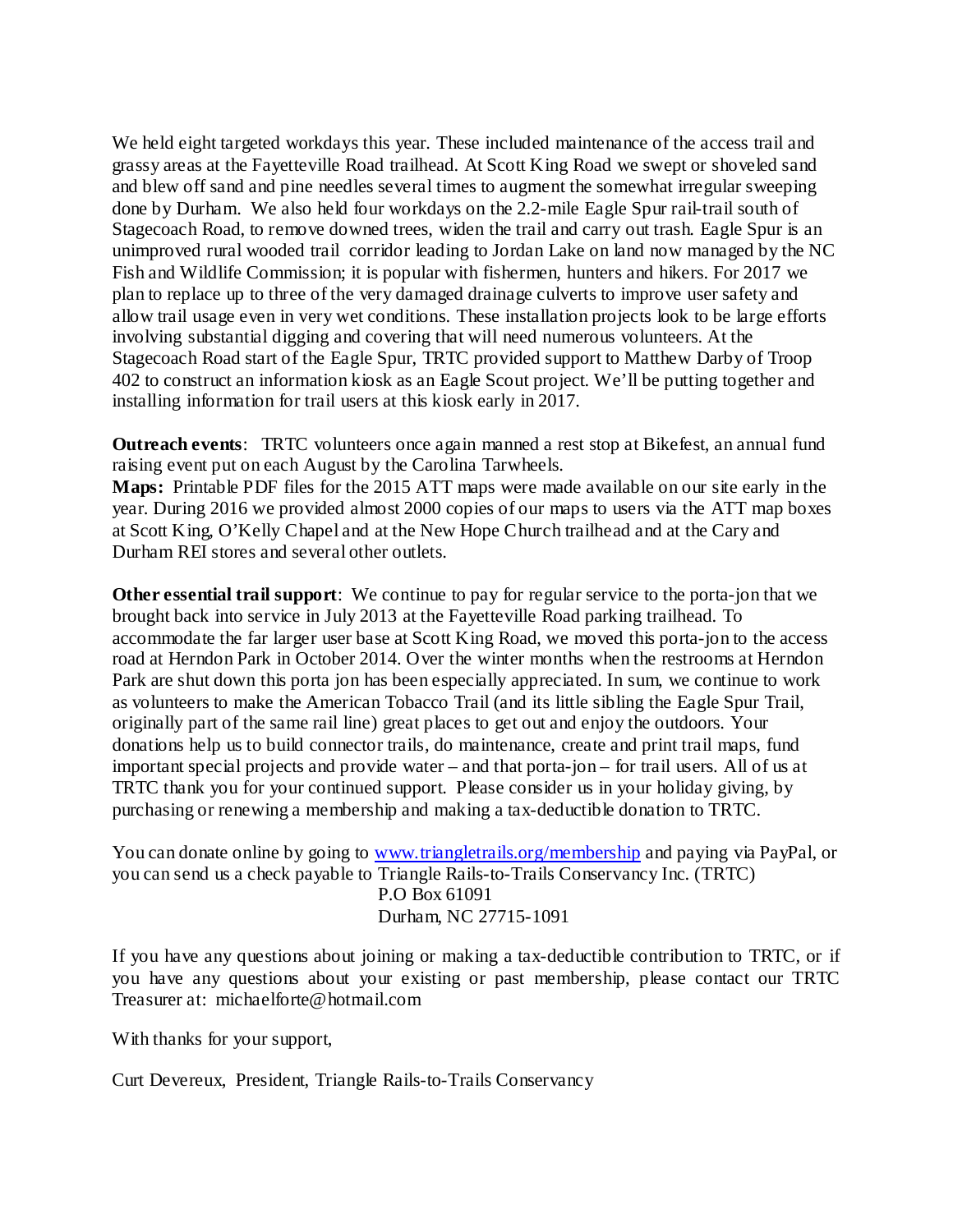We held eight targeted workdays this year. These included maintenance of the access trail and grassy areas at the Fayetteville Road trailhead. At Scott King Road we swept or shoveled sand and blew off sand and pine needles several times to augment the somewhat irregular sweeping done by Durham. We also held four workdays on the 2.2-mile Eagle Spur rail-trail south of Stagecoach Road, to remove downed trees, widen the trail and carry out trash. Eagle Spur is an unimproved rural wooded trail corridor leading to Jordan Lake on land now managed by the NC Fish and Wildlife Commission; it is popular with fishermen, hunters and hikers. For 2017 we plan to replace up to three of the very damaged drainage culverts to improve user safety and allow trail usage even in very wet conditions. These installation projects look to be large efforts involving substantial digging and covering that will need numerous volunteers. At the Stagecoach Road start of the Eagle Spur, TRTC provided support to Matthew Darby of Troop 402 to construct an information kiosk as an Eagle Scout project. We'll be putting together and installing information for trail users at this kiosk early in 2017.

**Outreach events**: TRTC volunteers once again manned a rest stop at Bikefest, an annual fund raising event put on each August by the Carolina Tarwheels.
**Maps:** Printable PDF files for the 2015 ATT maps were made available on our site early in the year. During 2016 we provided almost 2000 copies of our maps to users via the ATT map boxes at Scott King, O'Kelly Chapel and at the New Hope Church trailhead and at the Cary and Durham REI stores and several other outlets.

**Other essential trail support**: We continue to pay for regular service to the porta-jon that we brought back into service in July 2013 at the Fayetteville Road parking trailhead. To accommodate the far larger user base at Scott King Road, we moved this porta-jon to the access road at Herndon Park in October 2014. Over the winter months when the restrooms at Herndon Park are shut down this porta jon has been especially appreciated. In sum, we continue to work as volunteers to make the American Tobacco Trail (and its little sibling the Eagle Spur Trail, originally part of the same rail line) great places to get out and enjoy the outdoors. Your donations help us to build connector trails, do maintenance, create and print trail maps, fund important special projects and provide water – and that porta-jon – for trail users. All of us at TRTC thank you for your continued support. Please consider us in your holiday giving, by purchasing or renewing a membership and making a tax-deductible donation to TRTC.

You can donate online by going to [www.triangletrails.org/membership](http://www.triangletrails.org/membership) and paying via PayPal, or you can send us a check payable to Triangle Rails-to-Trails Conservancy Inc. (TRTC)
P.O Box 61091
Durham, NC 27715-1091

If you have any questions about joining or making a tax-deductible contribution to TRTC, or if you have any questions about your existing or past membership, please contact our TRTC Treasurer at: michaelforte@hotmail.com

With thanks for your support,

Curt Devereux, President, Triangle Rails-to-Trails Conservancy